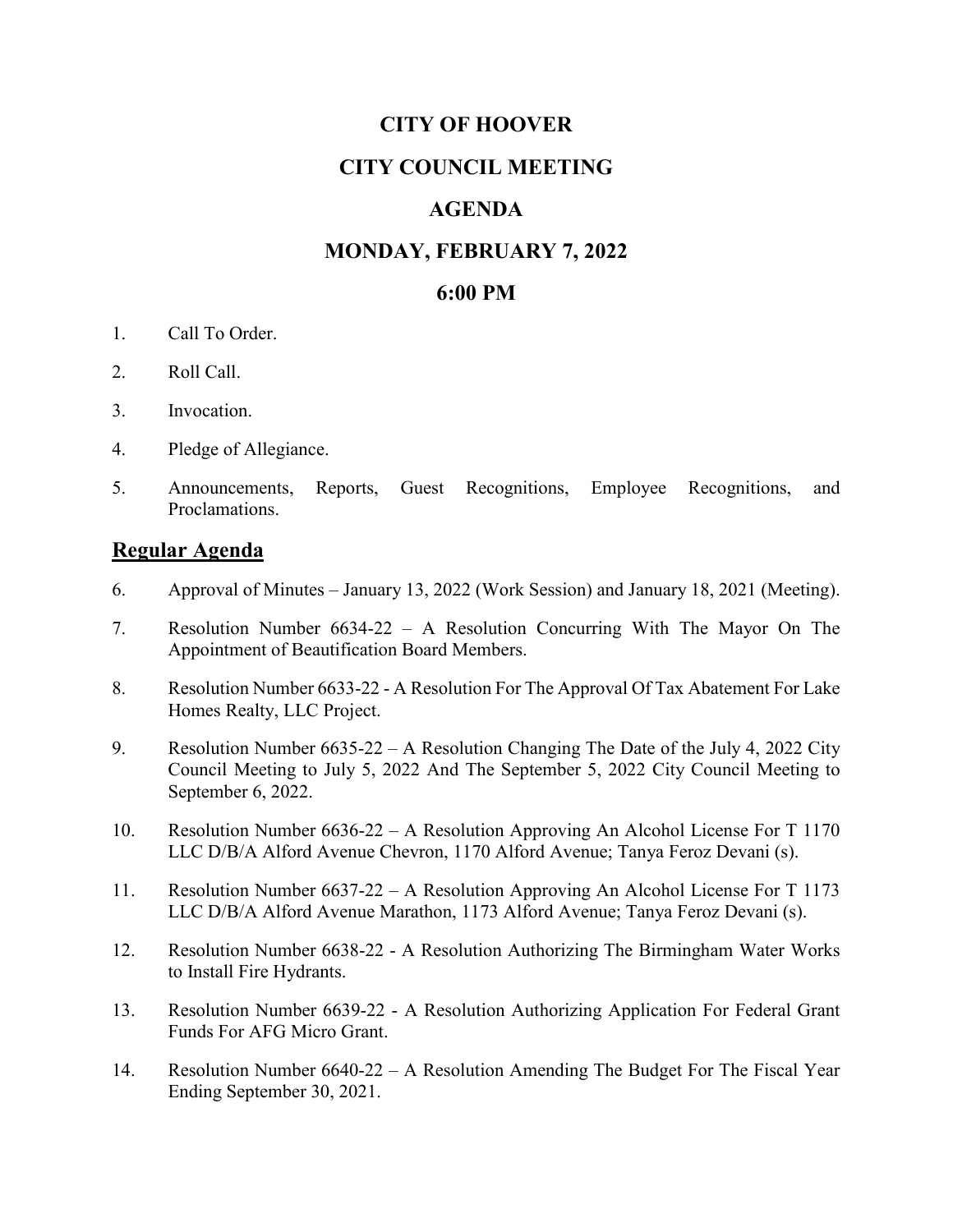# CITY OF HOOVER

## CITY COUNCIL MEETING

## AGENDA

## MONDAY, FEBRUARY 7, 2022

## 6:00 PM

1. Call To Order.
2. Roll Call.
3. Invocation.
4. Pledge of Allegiance.
5. Announcements, Reports, Guest Recognitions, Employee Recognitions, and Proclamations.

## Regular Agenda

6. Approval of Minutes – January 13, 2022 (Work Session) and January 18, 2021 (Meeting).
7. Resolution Number 6634-22 – A Resolution Concurring With The Mayor On The Appointment of Beautification Board Members.
8. Resolution Number 6633-22 - A Resolution For The Approval Of Tax Abatement For Lake Homes Realty, LLC Project.
9. Resolution Number 6635-22 – A Resolution Changing The Date of the July 4, 2022 City Council Meeting to July 5, 2022 And The September 5, 2022 City Council Meeting to September 6, 2022.
10. Resolution Number 6636-22 – A Resolution Approving An Alcohol License For T 1170 LLC D/B/A Alford Avenue Chevron, 1170 Alford Avenue; Tanya Feroz Devani (s).
11. Resolution Number 6637-22 – A Resolution Approving An Alcohol License For T 1173 LLC D/B/A Alford Avenue Marathon, 1173 Alford Avenue; Tanya Feroz Devani (s).
12. Resolution Number 6638-22 - A Resolution Authorizing The Birmingham Water Works to Install Fire Hydrants.
13. Resolution Number 6639-22 - A Resolution Authorizing Application For Federal Grant Funds For AFG Micro Grant.
14. Resolution Number 6640-22 – A Resolution Amending The Budget For The Fiscal Year Ending September 30, 2021.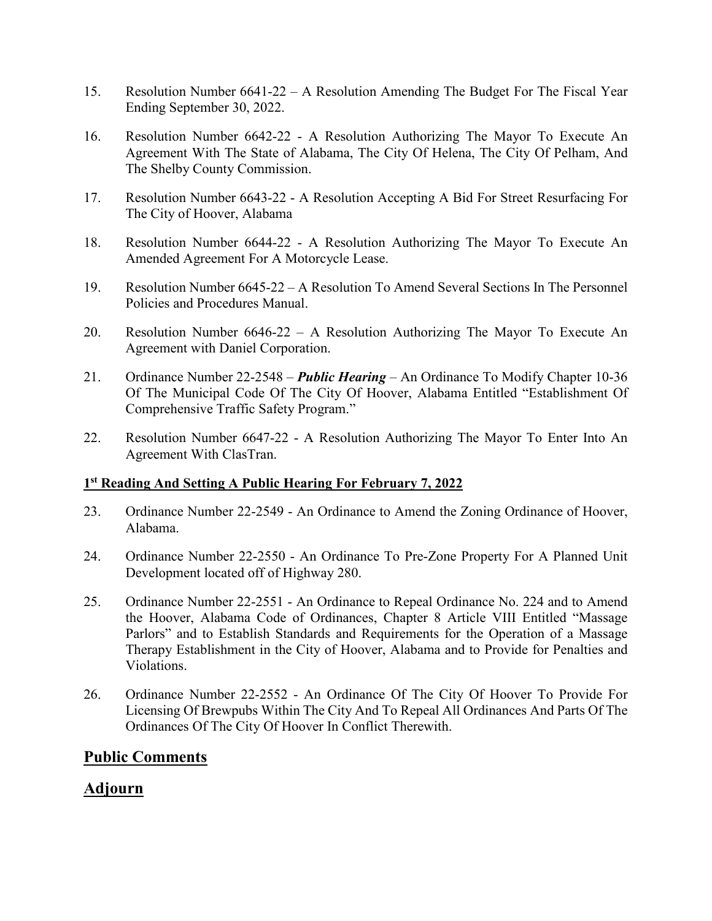15. Resolution Number 6641-22 – A Resolution Amending The Budget For The Fiscal Year Ending September 30, 2022.

16. Resolution Number 6642-22 - A Resolution Authorizing The Mayor To Execute An Agreement With The State of Alabama, The City Of Helena, The City Of Pelham, And The Shelby County Commission.

17. Resolution Number 6643-22 - A Resolution Accepting A Bid For Street Resurfacing For The City of Hoover, Alabama

18. Resolution Number 6644-22 - A Resolution Authorizing The Mayor To Execute An Amended Agreement For A Motorcycle Lease.

19. Resolution Number 6645-22 – A Resolution To Amend Several Sections In The Personnel Policies and Procedures Manual.

20. Resolution Number 6646-22 – A Resolution Authorizing The Mayor To Execute An Agreement with Daniel Corporation.

21. Ordinance Number 22-2548 – ***Public Hearing*** – An Ordinance To Modify Chapter 10-36 Of The Municipal Code Of The City Of Hoover, Alabama Entitled "Establishment Of Comprehensive Traffic Safety Program."

22. Resolution Number 6647-22 - A Resolution Authorizing The Mayor To Enter Into An Agreement With ClasTran.

**1st Reading And Setting A Public Hearing For February 7, 2022**

23. Ordinance Number 22-2549 - An Ordinance to Amend the Zoning Ordinance of Hoover, Alabama.

24. Ordinance Number 22-2550 - An Ordinance To Pre-Zone Property For A Planned Unit Development located off of Highway 280.

25. Ordinance Number 22-2551 - An Ordinance to Repeal Ordinance No. 224 and to Amend the Hoover, Alabama Code of Ordinances, Chapter 8 Article VIII Entitled "Massage Parlors" and to Establish Standards and Requirements for the Operation of a Massage Therapy Establishment in the City of Hoover, Alabama and to Provide for Penalties and Violations.

26. Ordinance Number 22-2552 - An Ordinance Of The City Of Hoover To Provide For Licensing Of Brewpubs Within The City And To Repeal All Ordinances And Parts Of The Ordinances Of The City Of Hoover In Conflict Therewith.

## Public Comments

## Adjourn